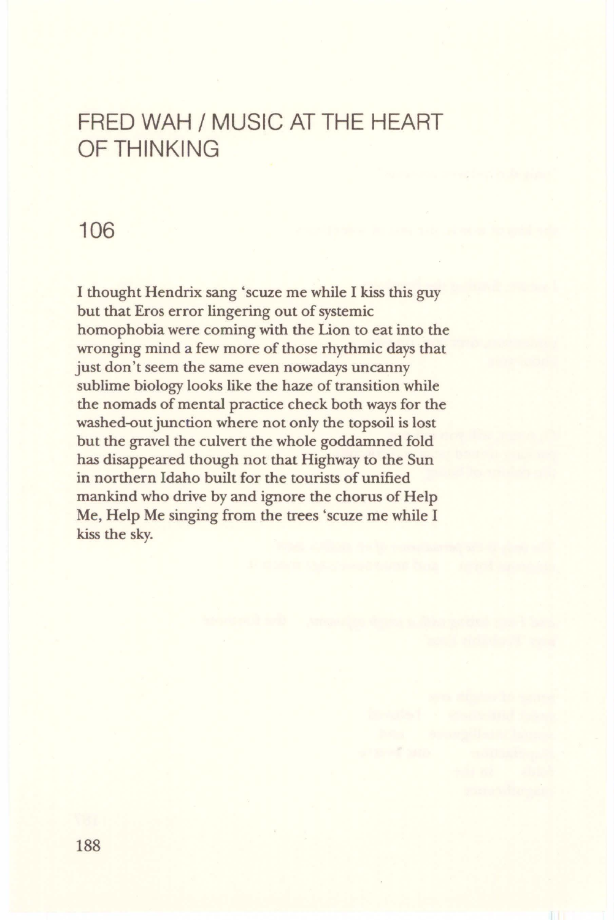# FRED WAH / MUSIC AT THE HEART OF THINKING

## 106

I thought Hendrix sang 'scuze me while I kiss this guy but that Eros error lingering out of systemic homophobia were coming with the Lion to eat into the wronging mind a few more of those rhythmic days that just don't seem the same even nowadays uncanny sublime biology looks like the haze of transition while the nomads of mental practice check both ways for the washed-out junction where not only the topsoil is lost but the gravel the culvert the whole goddamned fold has disappeared though not that Highway to the Sun in northern Idaho built for the tourists of unified mankind who drive by and ignore the chorus of Help Me, Help Me singing from the trees 'scuze me while I kiss the sky.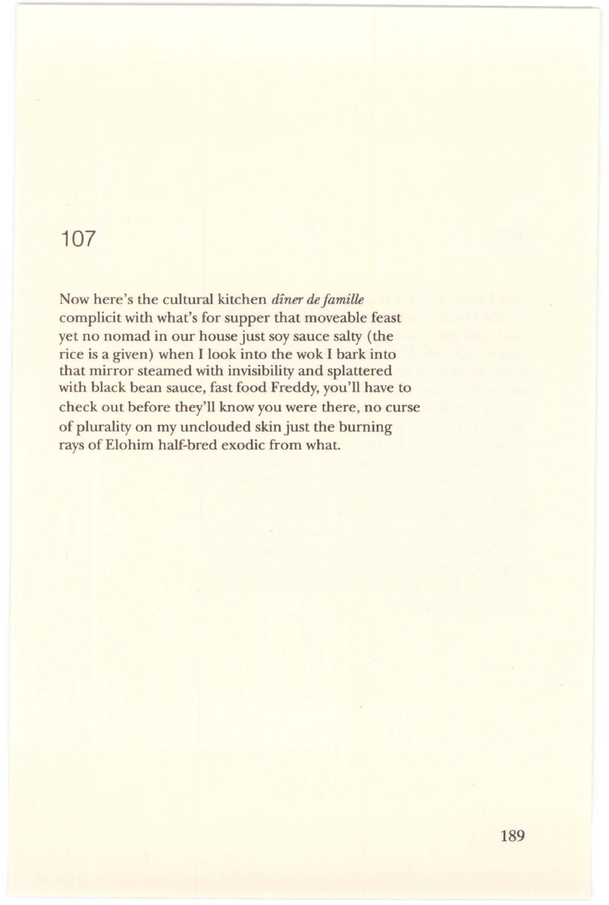# 107

Now here's the cultural kitchen *dîner de famille*
complicit with what's for supper that moveable feast
yet no nomad in our house just soy sauce salty (the
rice is a given) when I look into the wok I bark into
that mirror steamed with invisibility and splattered
with black bean sauce, fast food Freddy, you'll have to
check out before they'll know you were there, no curse
of plurality on my unclouded skin just the burning
rays of Elohim half-bred exodic from what.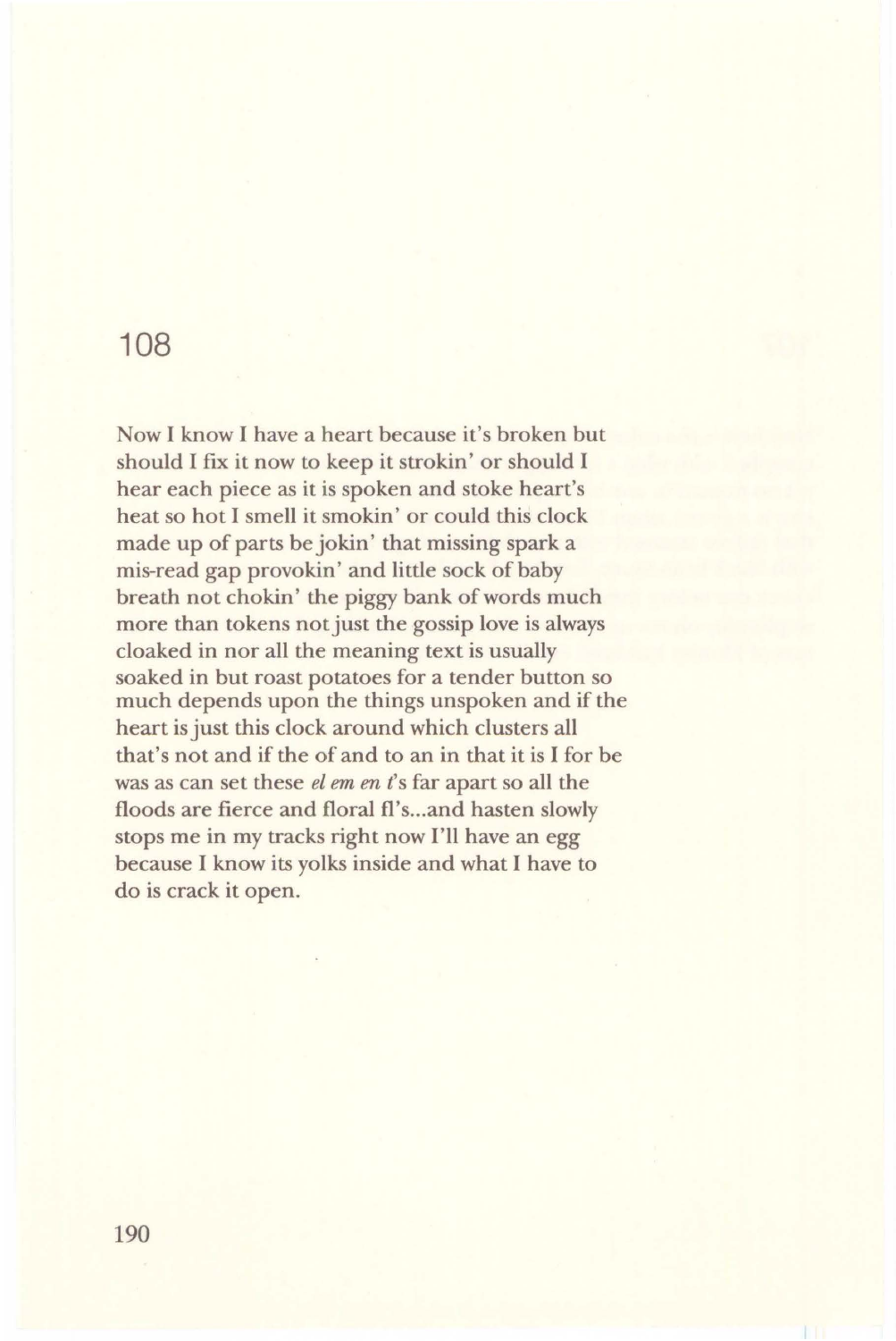## 108

Now I know I have a heart because it's broken but should I fix it now to keep it strokin' or should I hear each piece as it is spoken and stoke heart's heat so hot I smell it smokin' or could this clock made up of parts be jokin' that missing spark a mis-read gap provokin' and little sock of baby breath not chokin' the piggy bank of words much more than tokens not just the gossip love is always cloaked in nor all the meaning text is usually soaked in but roast potatoes for a tender button so much depends upon the things unspoken and if the heart is just this clock around which clusters all that's not and if the of and to an in that it is I for be was as can set these *el em en t*'s far apart so all the floods are fierce and floral fl's...and hasten slowly stops me in my tracks right now I'll have an egg because I know its yolks inside and what I have to do is crack it open.